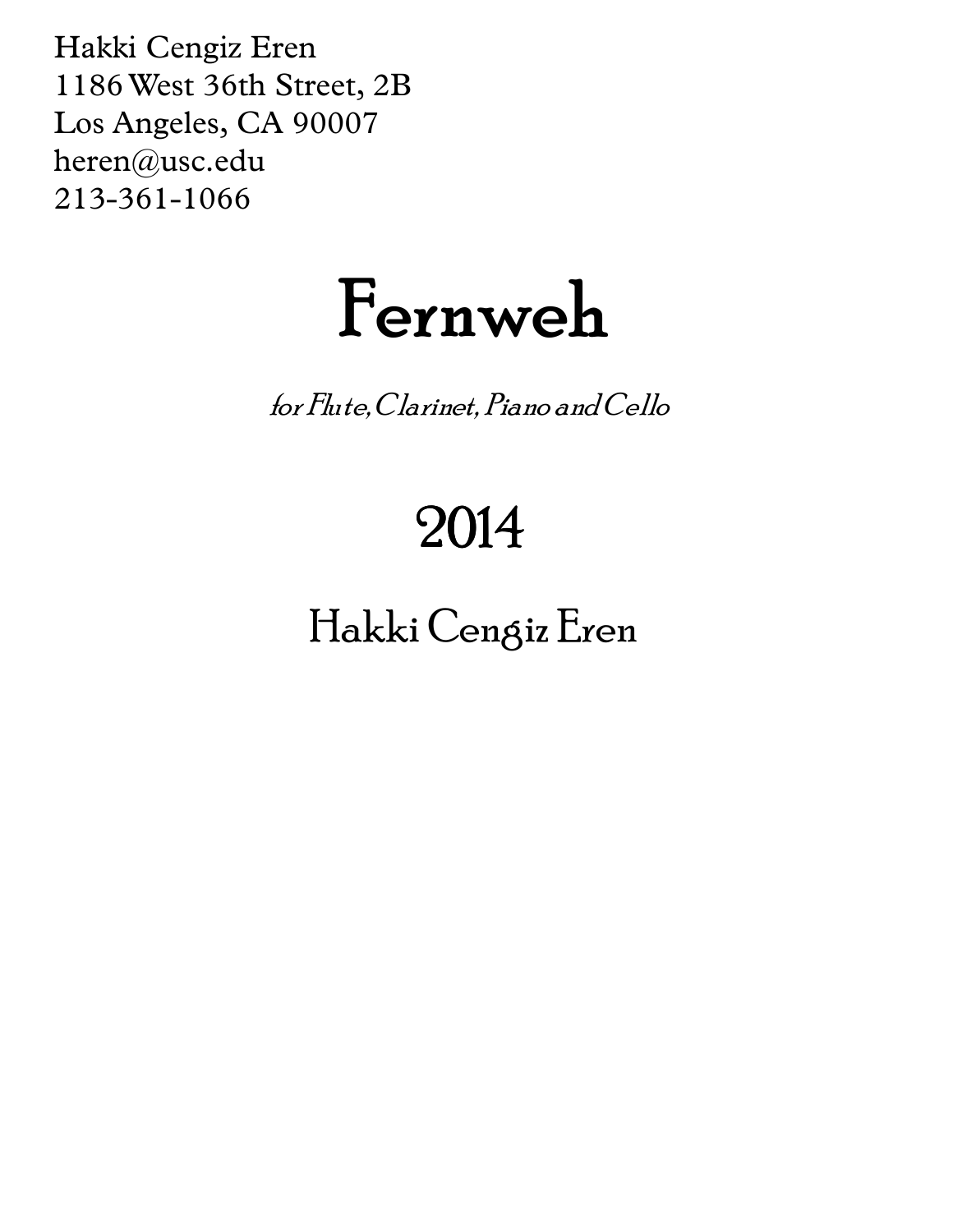Hakki Cengiz Eren
1186 West 36th Street, 2B
Los Angeles, CA 90007
heren@usc.edu
213-361-1066

# Fernweh

*for Flute, Clarinet, Piano and Cello*

## 2014

## Hakki Cengiz Eren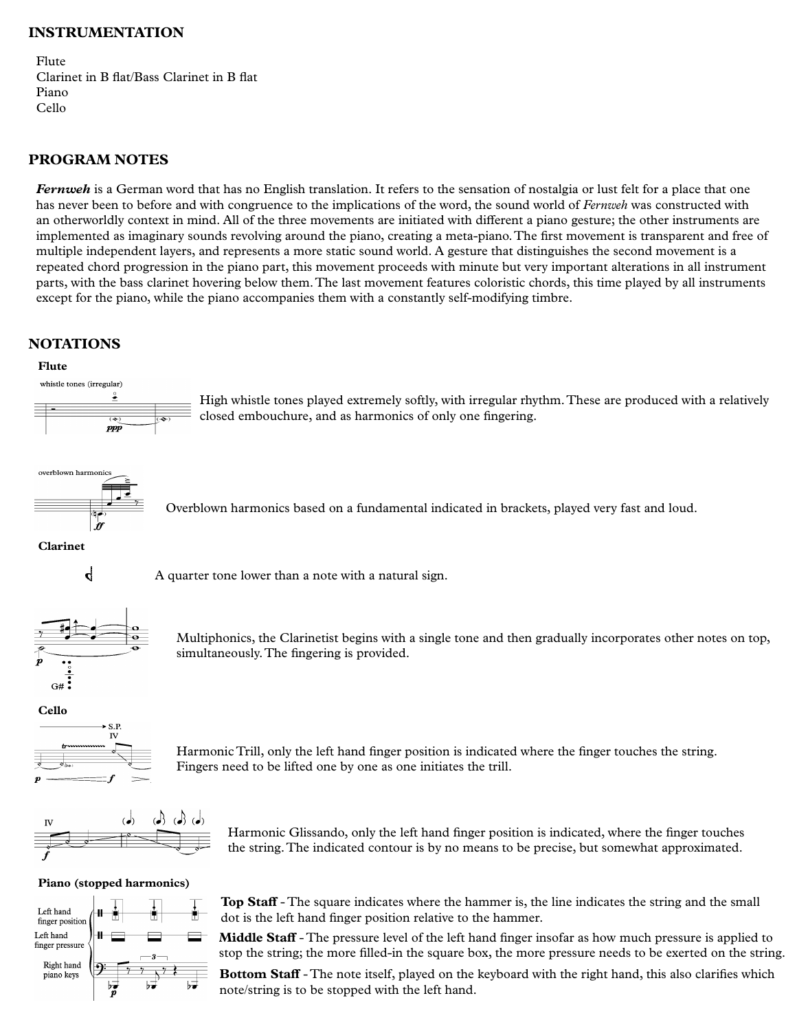## INSTRUMENTATION

Flute
Clarinet in B flat/Bass Clarinet in B flat
Piano
Cello

## PROGRAM NOTES

***Fernweh*** is a German word that has no English translation. It refers to the sensation of nostalgia or lust felt for a place that one has never been to before and with congruence to the implications of the word, the sound world of *Fernweh* was constructed with an otherworldly context in mind. All of the three movements are initiated with different a piano gesture; the other instruments are implemented as imaginary sounds revolving around the piano, creating a meta-piano. The first movement is transparent and free of multiple independent layers, and represents a more static sound world. A gesture that distinguishes the second movement is a repeated chord progression in the piano part, this movement proceeds with minute but very important alterations in all instrument parts, with the bass clarinet hovering below them. The last movement features coloristic chords, this time played by all instruments except for the piano, while the piano accompanies them with a constantly self-modifying timbre.

## NOTATIONS

### Flute

whistle tones (irregular)

High whistle tones played extremely softly, with irregular rhythm. These are produced with a relatively closed embouchure, and as harmonics of only one fingering.

overblown harmonics

Overblown harmonics based on a fundamental indicated in brackets, played very fast and loud.

### Clarinet

A quarter tone lower than a note with a natural sign.

Multiphonics, the Clarinetist begins with a single tone and then gradually incorporates other notes on top, simultaneously. The fingering is provided.

### Cello

Harmonic Trill, only the left hand finger position is indicated where the finger touches the string. Fingers need to be lifted one by one as one initiates the trill.

Harmonic Glissando, only the left hand finger position is indicated, where the finger touches the string. The indicated contour is by no means to be precise, but somewhat approximated.

### Piano (stopped harmonics)

Left hand finger position
Left hand finger pressure
Right hand piano keys

**Top Staff** - The square indicates where the hammer is, the line indicates the string and the small dot is the left hand finger position relative to the hammer.

**Middle Staff** - The pressure level of the left hand finger insofar as how much pressure is applied to stop the string; the more filled-in the square box, the more pressure needs to be exerted on the string.

**Bottom Staff** - The note itself, played on the keyboard with the right hand, this also clarifies which note/string is to be stopped with the left hand.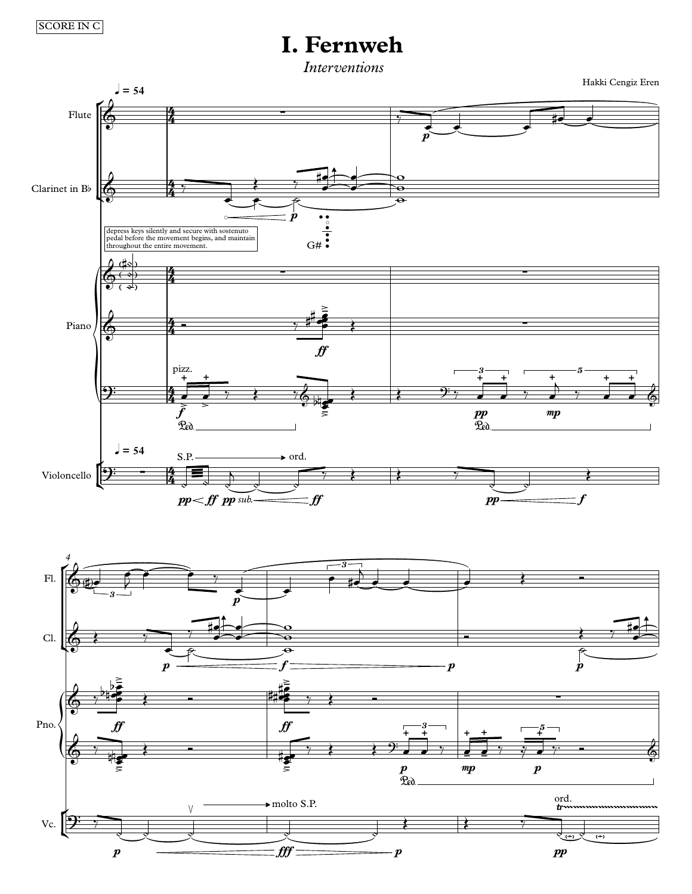SCORE IN C

# I. Fernweh

*Interventions*

Hakki Cengiz Eren

♩ = 54

Flute

Clarinet in B♭

depress keys silently and secure with sostenuto pedal before the movement begins, and maintain throughout the entire movement.

G#

Piano

pizz.

Violoncello

S.P. → ord.

*pp* < *ff* *pp sub.* < *ff*

molto S.P.

ord.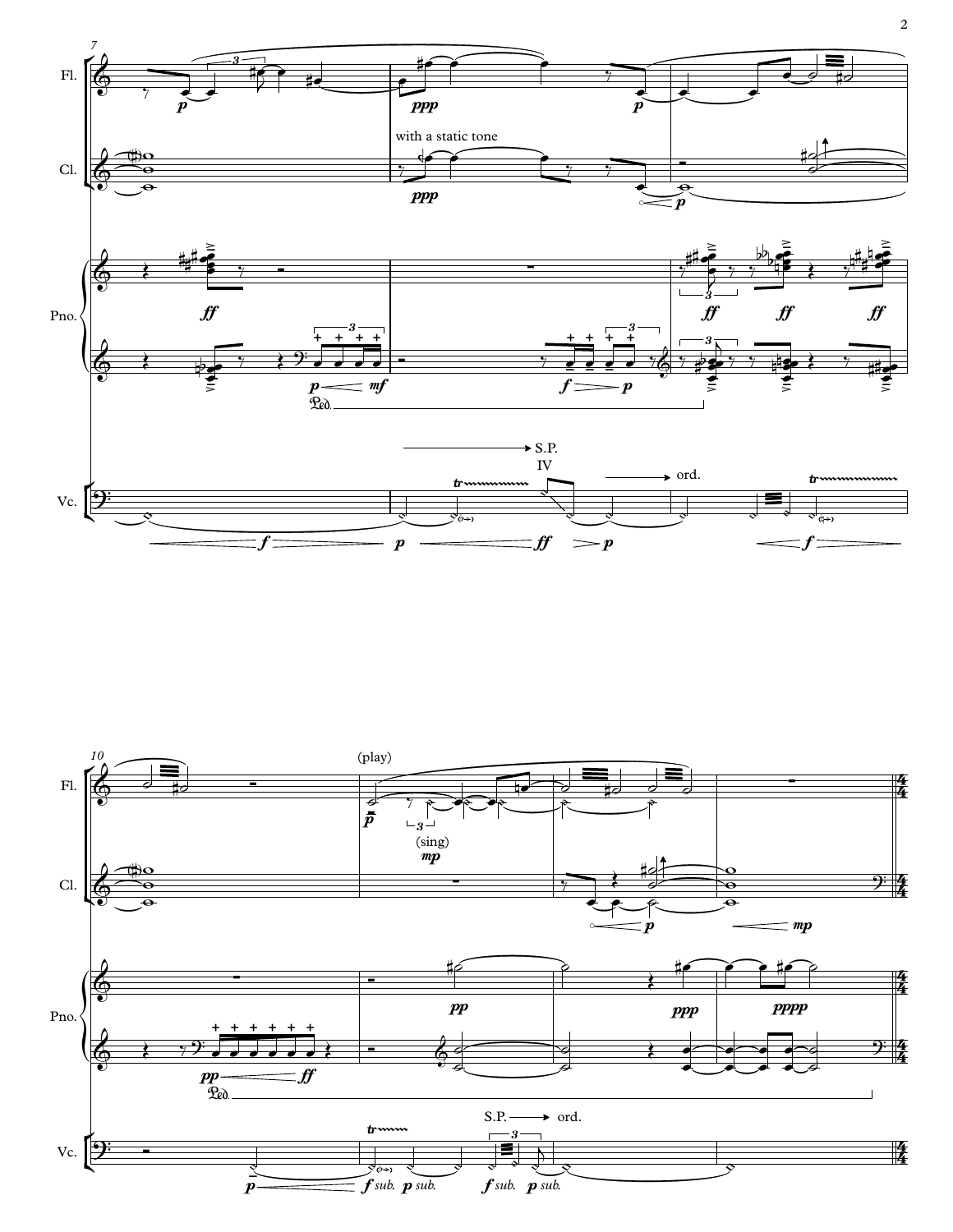Fl.

Cl.

with a static tone

Pno.

Vc.

S.P.

IV

ord.

(play)

(sing)

S.P. ord.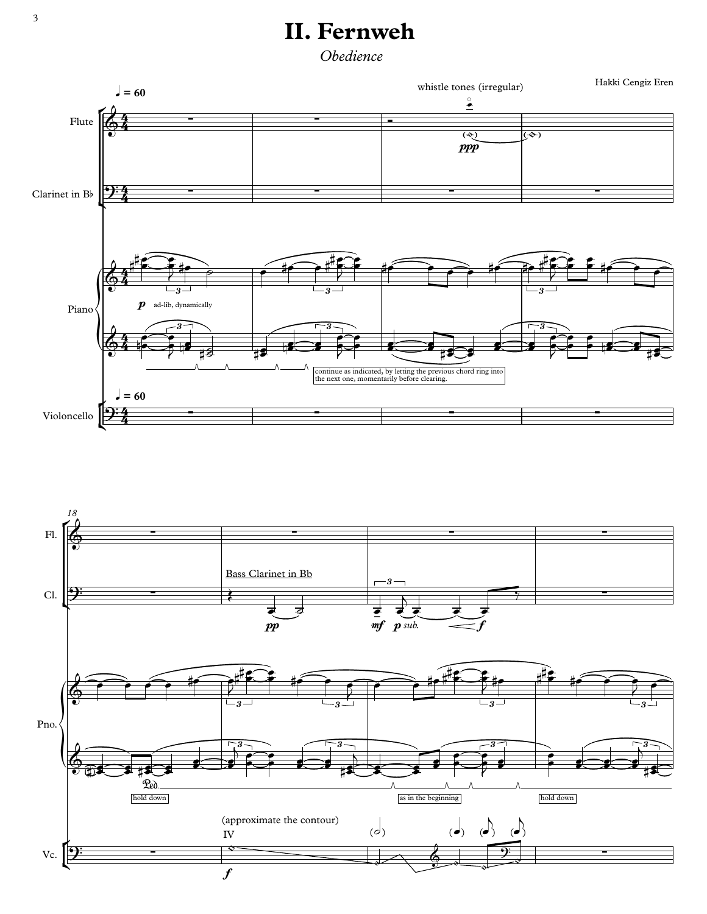# II. Fernweh

*Obedience*

Hakki Cengiz Eren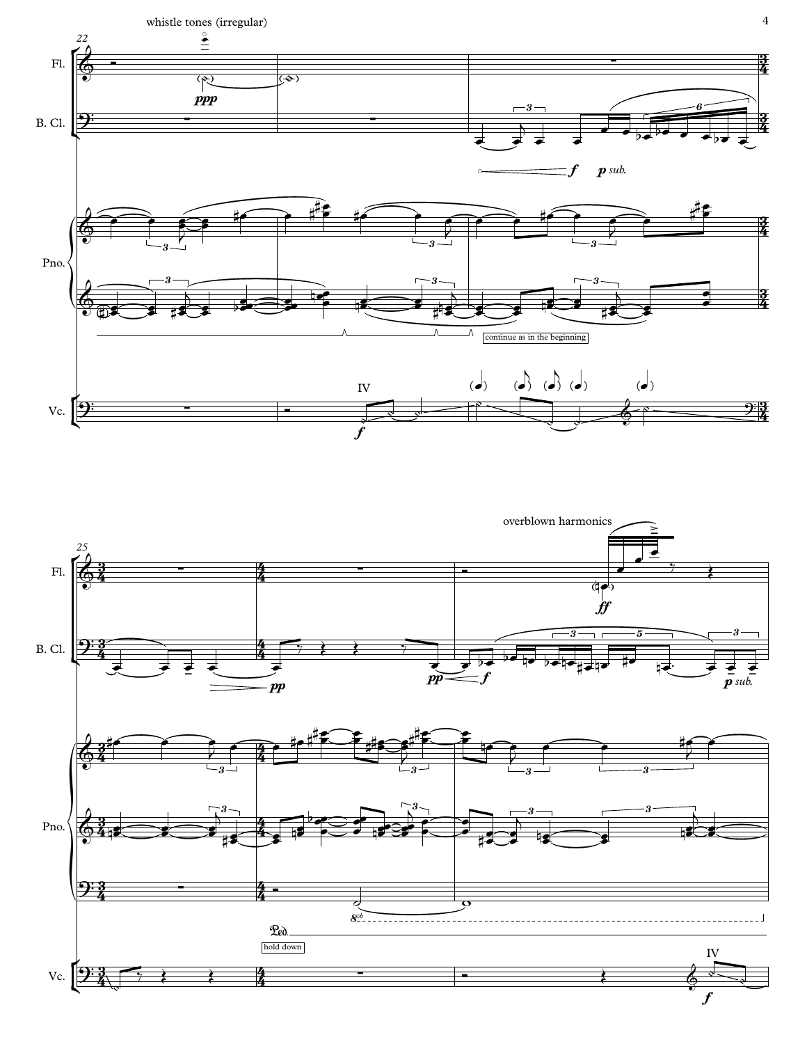whistle tones (irregular)

continue as in the beginning

overblown harmonics

hold down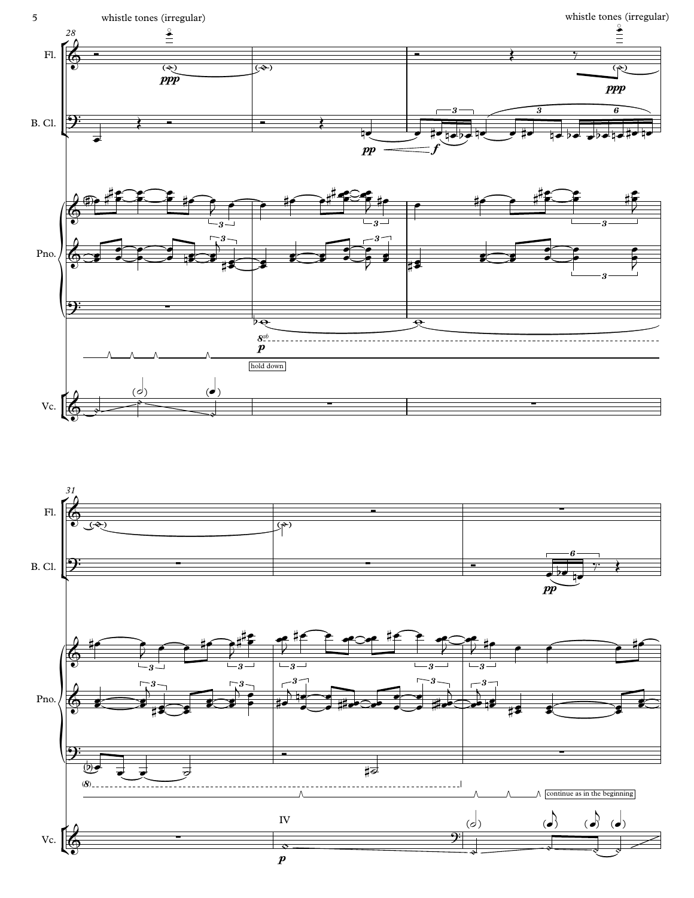whistle tones (irregular)

whistle tones (irregular)

Fl.

B. Cl.

Pno.

hold down

Vc.

Fl.

B. Cl.

Pno.

continue as in the beginning

Vc.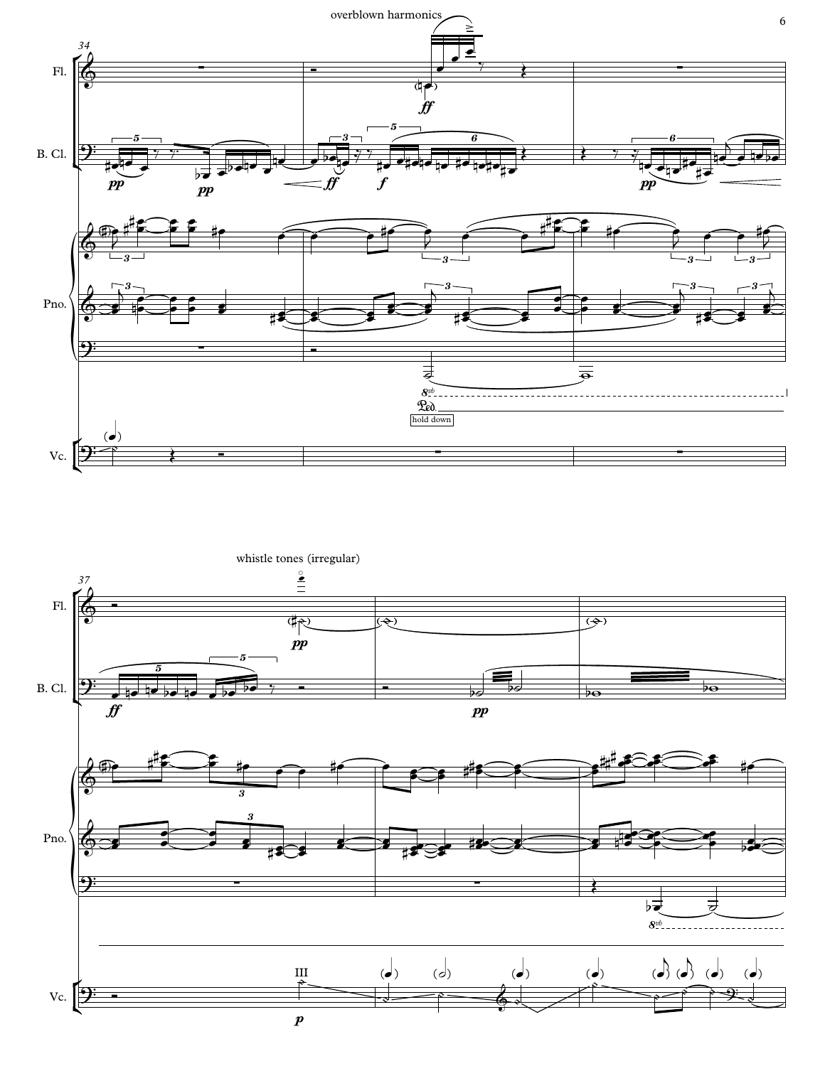overblown harmonics

Fl.

B. Cl.

Pno.

hold down

Vc.

whistle tones (irregular)

Fl.

B. Cl.

Pno.

Vc.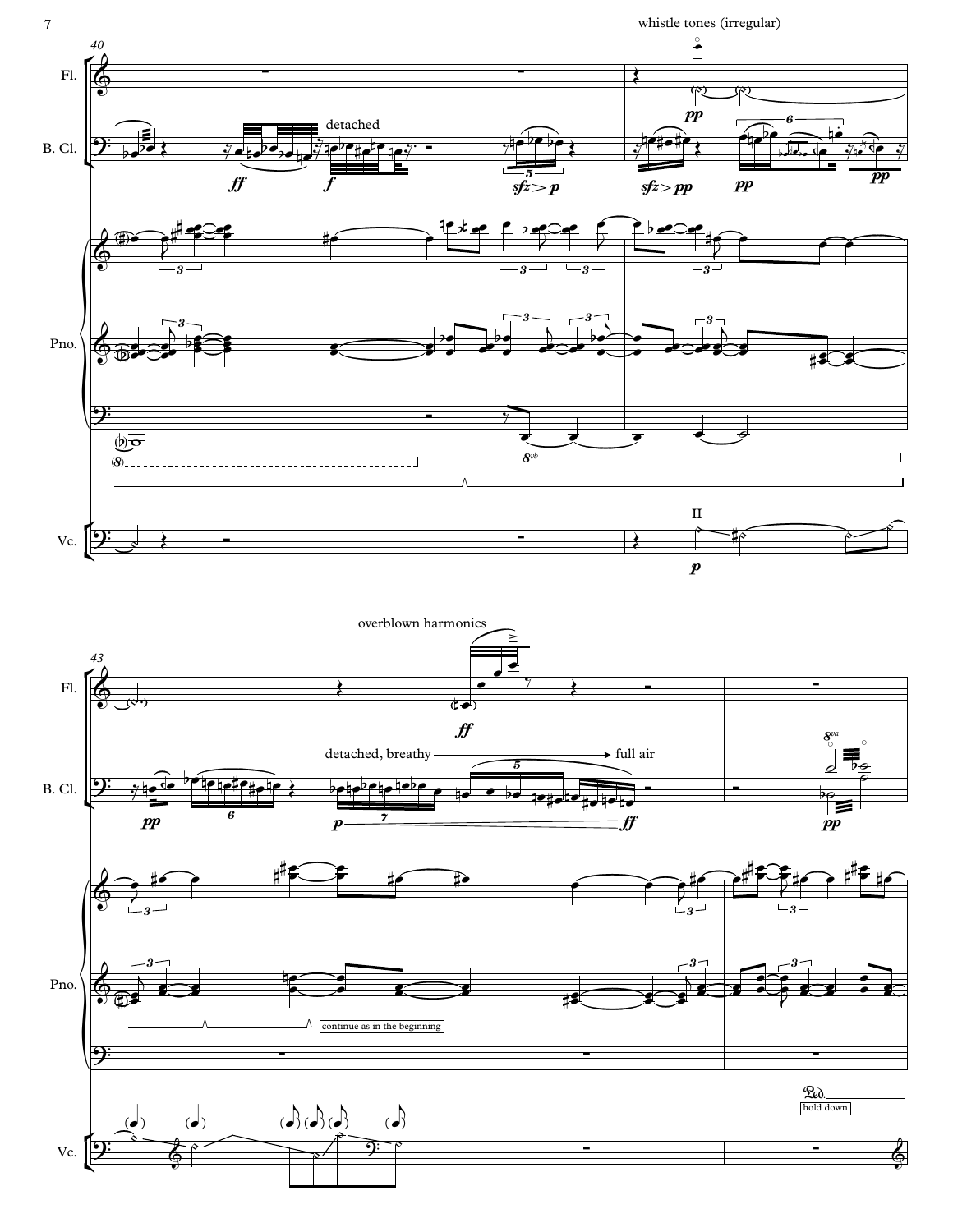whistle tones (irregular)

40

Fl.

B. Cl.

detached

*ff* *f*

*sfz > p* *sfz > pp* *pp* *pp*

Pno.

(8)

8vb

Vc.

II

*p*

43

overblown harmonics

Fl.

*ff*

B. Cl.

detached, breathy ——— full air

*pp* *p* ——— *ff* *pp*

8va

Pno.

continue as in the beginning

Vc.

Ped. hold down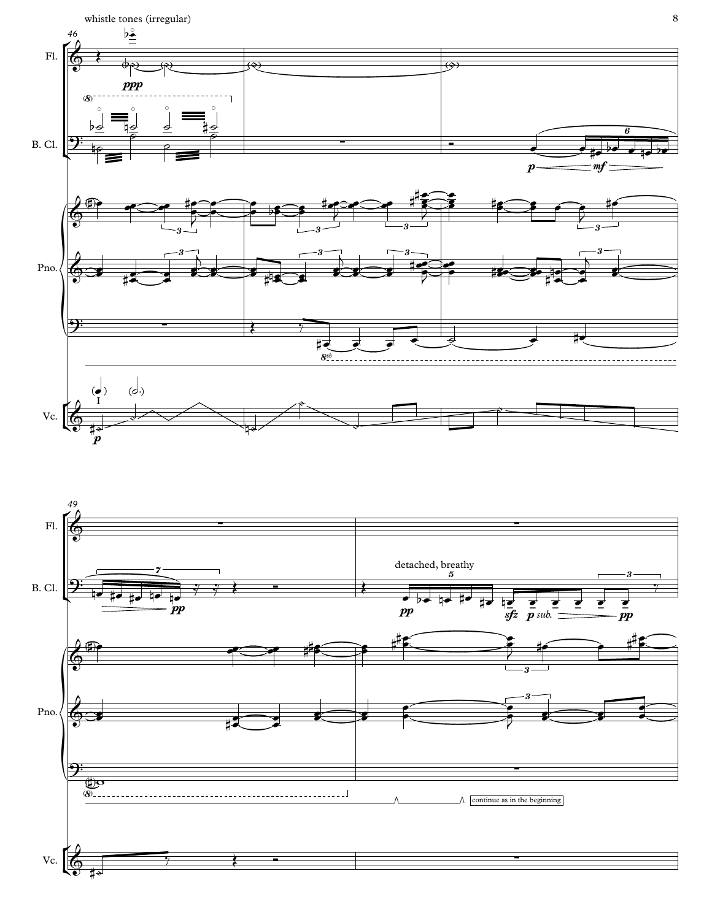whistle tones (irregular)

detached, breathy

continue as in the beginning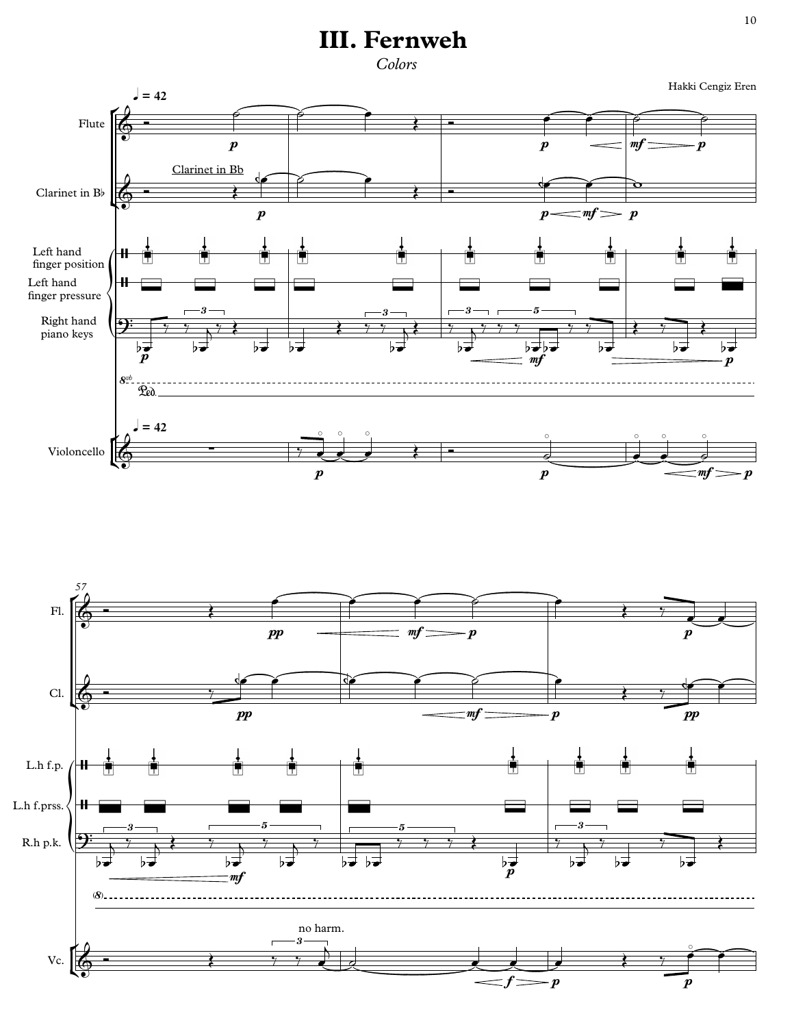# III. Fernweh

*Colors*

Hakki Cengiz Eren